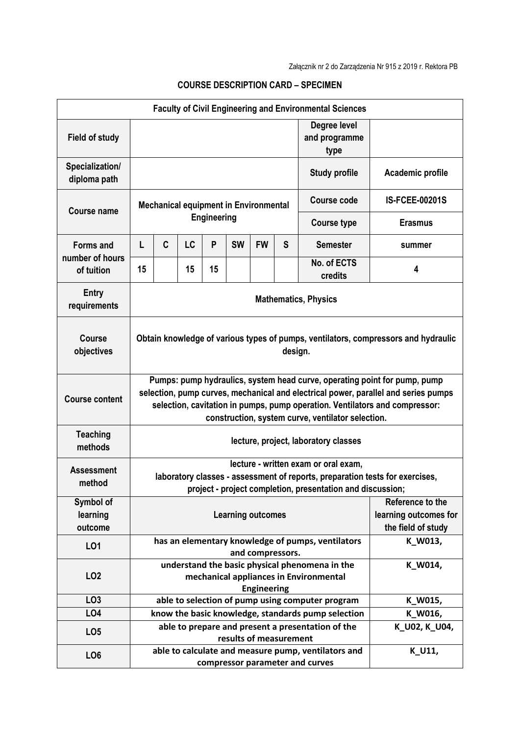Załącznik nr 2 do Zarządzenia Nr 915 z 2019 r. Rektora PB

**COURSE DESCRIPTION CARD – SPECIMEN**

| Faculty of Civil Engineering and Environmental Sciences | | | | | | | | | |
|---|---|---|---|---|---|---|---|---|---|
| **Field of study** | | | | | | | | **Degree level and programme type** | |
| **Specialization/ diploma path** | | | | | | | | **Study profile** | **Academic profile** |
| **Course name** | **Mechanical equipment in Environmental Engineering** | | | | | | | **Course code** | **IS-FCEE-00201S** |
| | | | | | | | | **Course type** | **Erasmus** |
| **Forms and number of hours of tuition** | **L** | **C** | **LC** | **P** | **SW** | **FW** | **S** | **Semester** | **summer** |
| | **15** | | **15** | **15** | | | | **No. of ECTS credits** | **4** |
| **Entry requirements** | **Mathematics, Physics** | | | | | | | | |
| **Course objectives** | **Obtain knowledge of various types of pumps, ventilators, compressors and hydraulic design.** | | | | | | | | |
| **Course content** | **Pumps: pump hydraulics, system head curve, operating point for pump, pump selection, pump curves, mechanical and electrical power, parallel and series pumps selection, cavitation in pumps, pump operation. Ventilators and compressor: construction, system curve, ventilator selection.** | | | | | | | | |
| **Teaching methods** | **lecture, project, laboratory classes** | | | | | | | | |
| **Assessment method** | **lecture - written exam or oral exam, laboratory classes - assessment of reports, preparation tests for exercises, project - project completion, presentation and discussion;** | | | | | | | | |
| **Symbol of learning outcome** | **Learning outcomes** | | | | | | | | **Reference to the learning outcomes for the field of study** |
| **LO1** | **has an elementary knowledge of pumps, ventilators and compressors.** | | | | | | | | **K_W013,** |
| **LO2** | **understand the basic physical phenomena in the mechanical appliances in Environmental Engineering** | | | | | | | | **K_W014,** |
| **LO3** | **able to selection of pump using computer program** | | | | | | | | **K_W015,** |
| **LO4** | **know the basic knowledge, standards pump selection** | | | | | | | | **K_W016,** |
| **LO5** | **able to prepare and present a presentation of the results of measurement** | | | | | | | | **K_U02, K_U04,** |
| **LO6** | **able to calculate and measure pump, ventilators and compressor parameter and curves** | | | | | | | | **K_U11,** |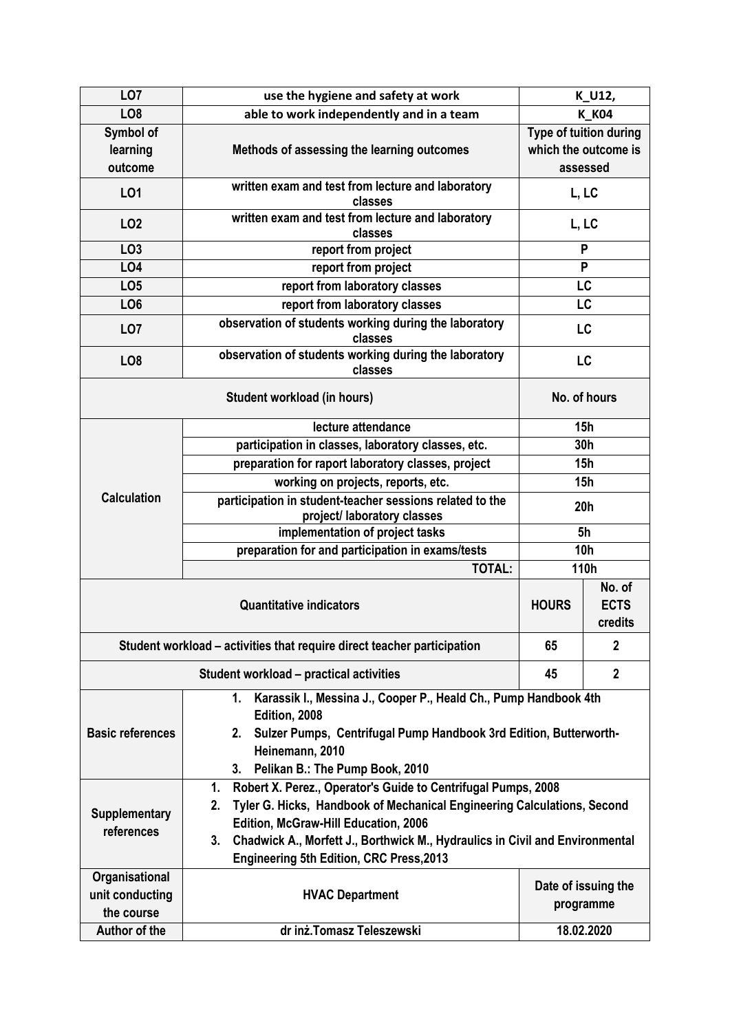| LO7 | use the hygiene and safety at work | K_U12, | |
|---|---|---|---|
| LO8 | able to work independently and in a team | K_K04 | |
| **Symbol of learning outcome** | **Methods of assessing the learning outcomes** | **Type of tuition during which the outcome is assessed** | |
| LO1 | written exam and test from lecture and laboratory classes | L, LC | |
| LO2 | written exam and test from lecture and laboratory classes | L, LC | |
| LO3 | report from project | P | |
| LO4 | report from project | P | |
| LO5 | report from laboratory classes | LC | |
| LO6 | report from laboratory classes | LC | |
| LO7 | observation of students working during the laboratory classes | LC | |
| LO8 | observation of students working during the laboratory classes | LC | |
| **Student workload (in hours)** | | **No. of hours** | |
| Calculation | lecture attendance | 15h | |
| | participation in classes, laboratory classes, etc. | 30h | |
| | preparation for raport laboratory classes, project | 15h | |
| | working on projects, reports, etc. | 15h | |
| | participation in student-teacher sessions related to the project/ laboratory classes | 20h | |
| | implementation of project tasks | 5h | |
| | preparation for and participation in exams/tests | 10h | |
| | **TOTAL:** | 110h | |
| **Quantitative indicators** | | **HOURS** | **No. of ECTS credits** |
| Student workload – activities that require direct teacher participation | | 65 | 2 |
| Student workload – practical activities | | 45 | 2 |
| Basic references | 1. Karassik I., Messina J., Cooper P., Heald Ch., Pump Handbook 4th Edition, 2008<br>2. Sulzer Pumps, Centrifugal Pump Handbook 3rd Edition, Butterworth-Heinemann, 2010<br>3. Pelikan B.: The Pump Book, 2010 | | |
| Supplementary references | 1. Robert X. Perez., Operator's Guide to Centrifugal Pumps, 2008<br>2. Tyler G. Hicks, Handbook of Mechanical Engineering Calculations, Second Edition, McGraw-Hill Education, 2006<br>3. Chadwick A., Morfett J., Borthwick M., Hydraulics in Civil and Environmental Engineering 5th Edition, CRC Press,2013 | | |
| Organisational unit conducting the course | HVAC Department | Date of issuing the programme | |
| Author of the | dr inż.Tomasz Teleszewski | 18.02.2020 | |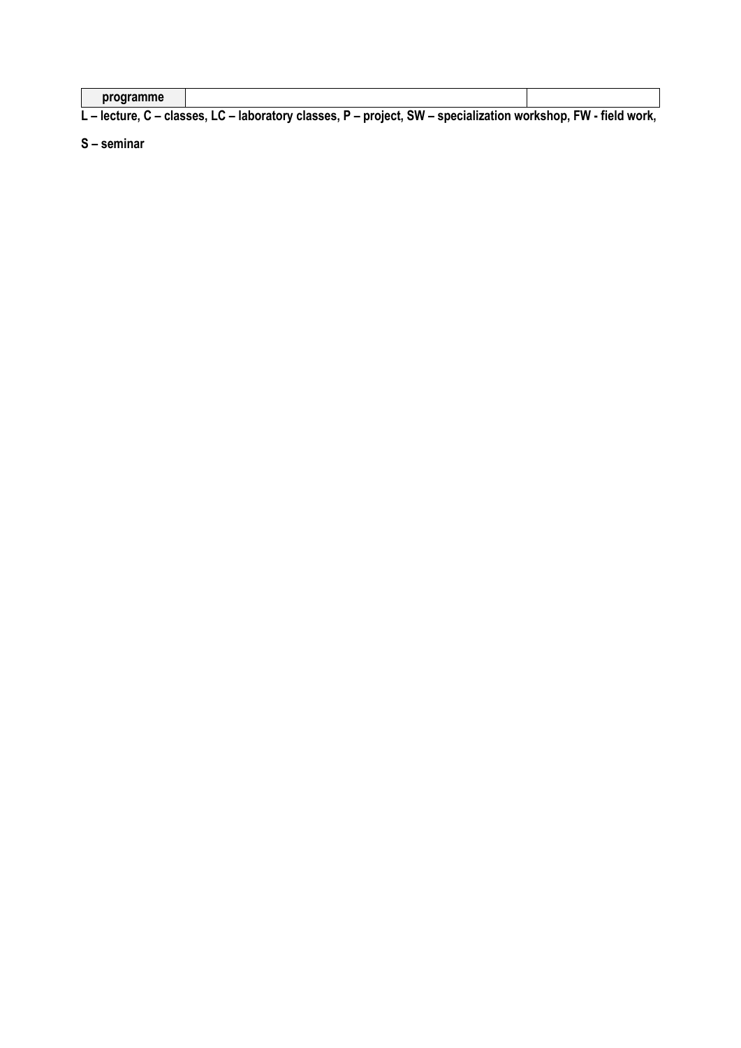| | | |
|---|---|---|
| **programme** | | |

**L – lecture, C – classes, LC – laboratory classes, P – project, SW – specialization workshop, FW - field work,**

**S – seminar**